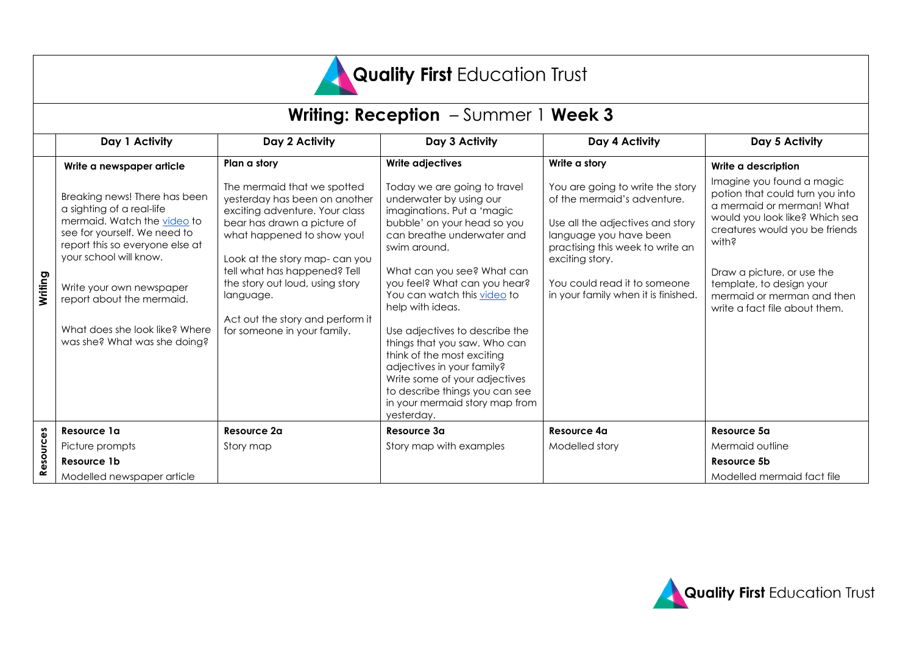# Quality First Education Trust

## Writing: Reception – Summer 1 Week 3

| | Day 1 Activity | Day 2 Activity | Day 3 Activity | Day 4 Activity | Day 5 Activity |
|---|---|---|---|---|---|
| **Writing** | **Write a newspaper article**<br><br>Breaking news! There has been a sighting of a real-life mermaid. Watch the video to see for yourself. We need to report this so everyone else at your school will know.<br><br>Write your own newspaper report about the mermaid.<br><br>What does she look like? Where was she? What was she doing? | **Plan a story**<br><br>The mermaid that we spotted yesterday has been on another exciting adventure. Your class bear has drawn a picture of what happened to show you!<br><br>Look at the story map- can you tell what has happened? Tell the story out loud, using story language.<br><br>Act out the story and perform it for someone in your family. | **Write adjectives**<br><br>Today we are going to travel underwater by using our imaginations. Put a 'magic bubble' on your head so you can breathe underwater and swim around.<br><br>What can you see? What can you feel? What can you hear? You can watch this video to help with ideas.<br><br>Use adjectives to describe the things that you saw. Who can think of the most exciting adjectives in your family? Write some of your adjectives to describe things you can see in your mermaid story map from yesterday. | **Write a story**<br><br>You are going to write the story of the mermaid's adventure.<br><br>Use all the adjectives and story language you have been practising this week to write an exciting story.<br><br>You could read it to someone in your family when it is finished. | **Write a description**<br><br>Imagine you found a magic potion that could turn you into a mermaid or merman! What would you look like? Which sea creatures would you be friends with?<br><br>Draw a picture, or use the template, to design your mermaid or merman and then write a fact file about them. |
| **Resources** | **Resource 1a**<br>Picture prompts<br>**Resource 1b**<br>Modelled newspaper article | **Resource 2a**<br>Story map | **Resource 3a**<br>Story map with examples | **Resource 4a**<br>Modelled story | **Resource 5a**<br>Mermaid outline<br>**Resource 5b**<br>Modelled mermaid fact file |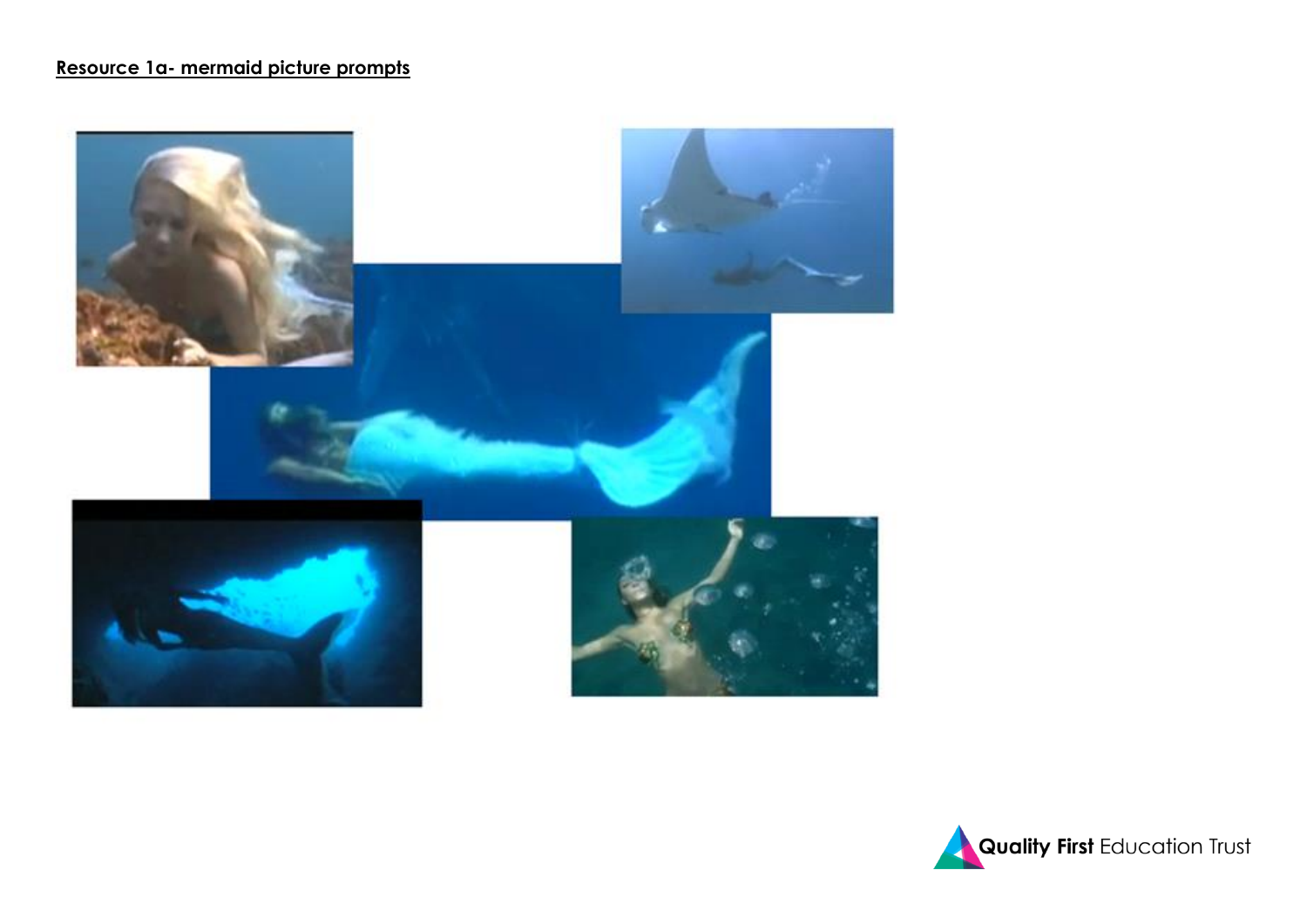**Resource 1a- mermaid picture prompts**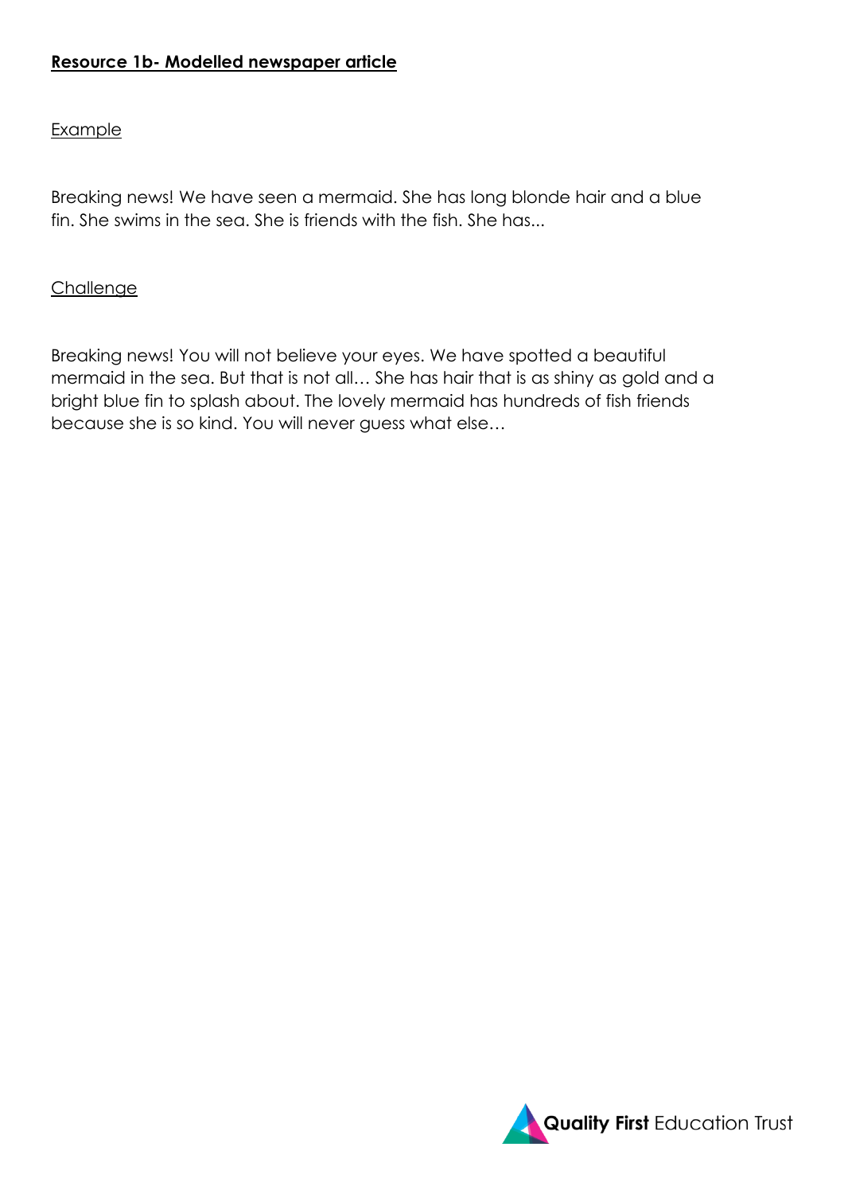**Resource 1b- Modelled newspaper article**

Example

Breaking news! We have seen a mermaid. She has long blonde hair and a blue fin. She swims in the sea. She is friends with the fish. She has...

Challenge

Breaking news! You will not believe your eyes. We have spotted a beautiful mermaid in the sea. But that is not all… She has hair that is as shiny as gold and a bright blue fin to splash about. The lovely mermaid has hundreds of fish friends because she is so kind. You will never guess what else…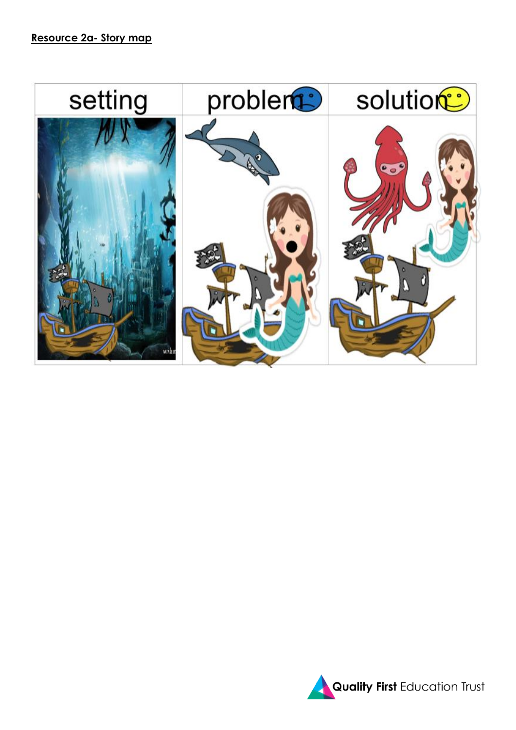**Resource 2a- Story map**

| setting | problem | solution |
| --- | --- | --- |
| | | |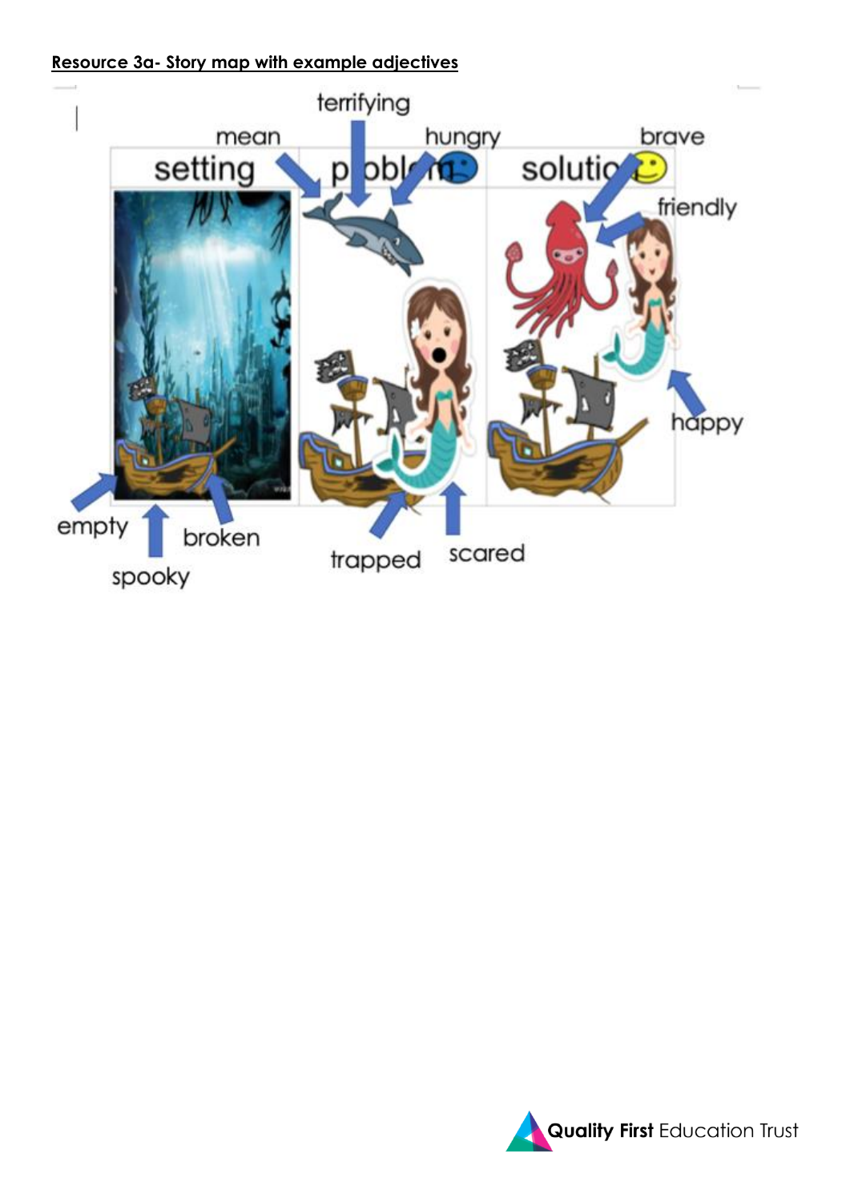**Resource 3a- Story map with example adjectives**

| setting | problem | solution |
|---|---|---|
| empty, spooky, broken | mean, terrifying, hungry, trapped, scared | brave, friendly, happy |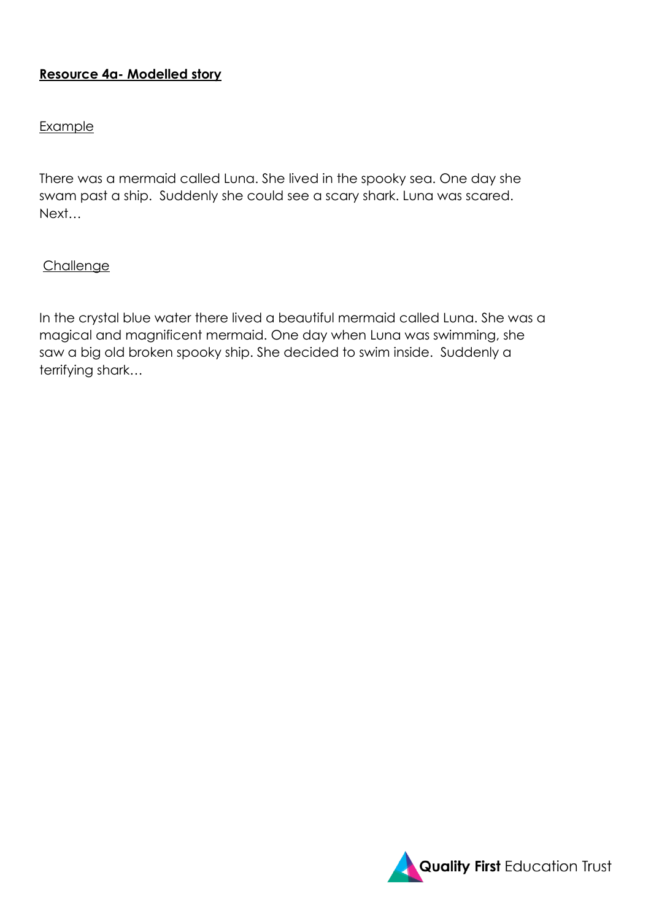**Resource 4a- Modelled story**

Example

There was a mermaid called Luna. She lived in the spooky sea. One day she swam past a ship. Suddenly she could see a scary shark. Luna was scared. Next…

Challenge

In the crystal blue water there lived a beautiful mermaid called Luna. She was a magical and magnificent mermaid. One day when Luna was swimming, she saw a big old broken spooky ship. She decided to swim inside. Suddenly a terrifying shark…

**Quality First** Education Trust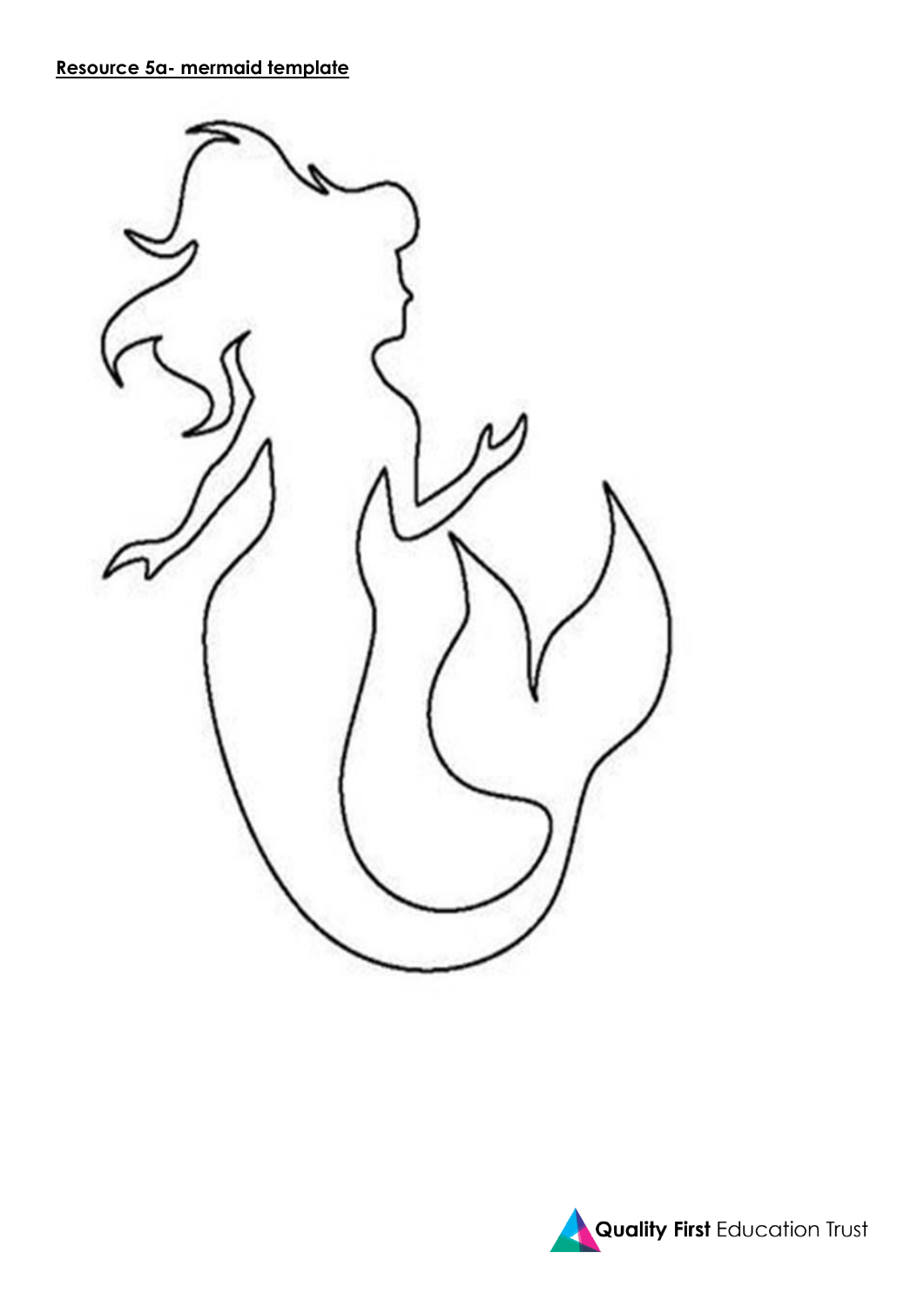**Resource 5a- mermaid template**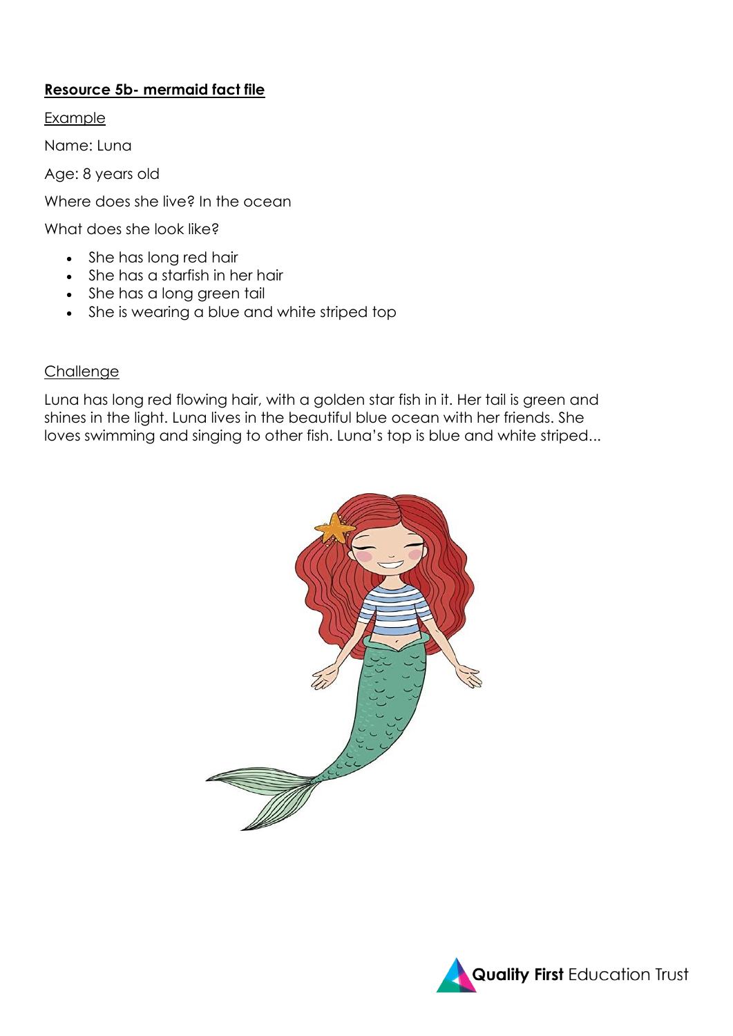**Resource 5b- mermaid fact file**

Example

Name: Luna

Age: 8 years old

Where does she live? In the ocean

What does she look like?

- She has long red hair
- She has a starfish in her hair
- She has a long green tail
- She is wearing a blue and white striped top

Challenge

Luna has long red flowing hair, with a golden star fish in it. Her tail is green and shines in the light. Luna lives in the beautiful blue ocean with her friends. She loves swimming and singing to other fish. Luna's top is blue and white striped...